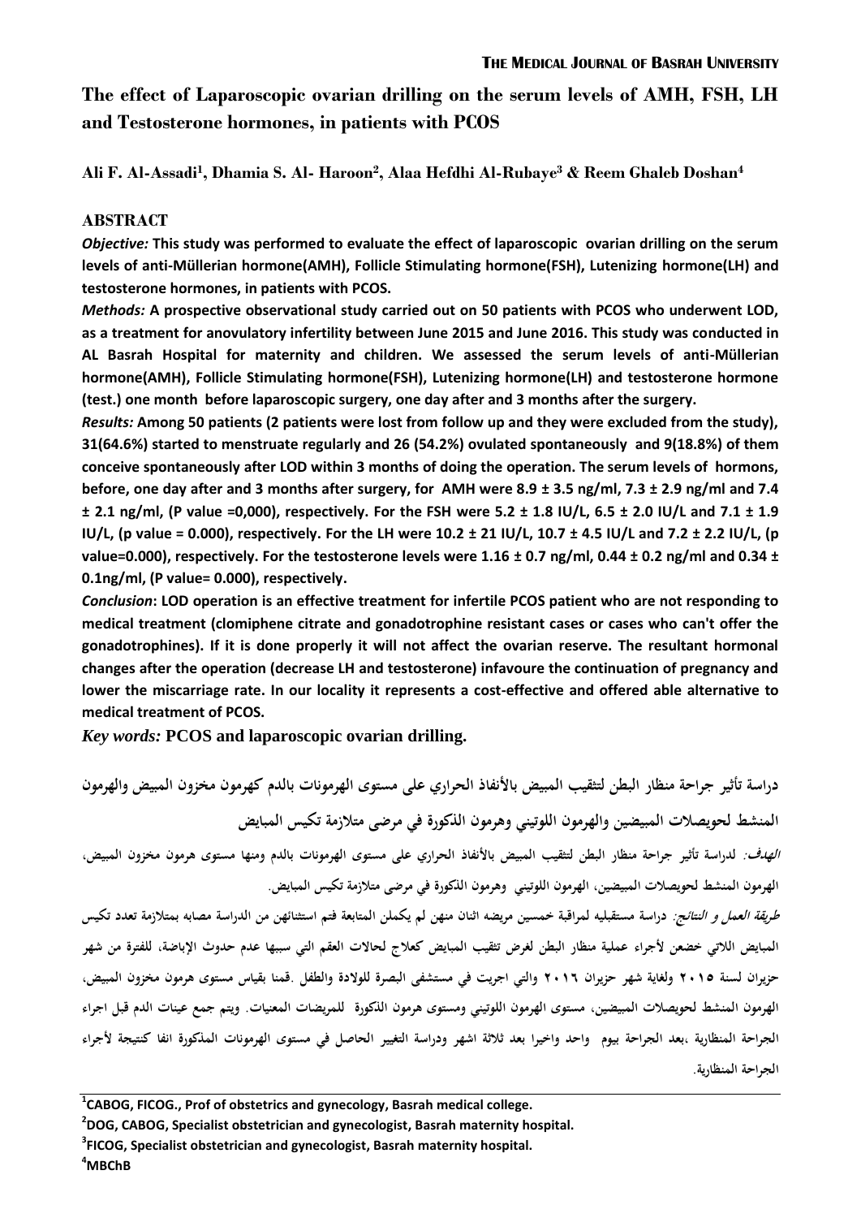# The effect of Laparoscopic ovarian drilling on the serum levels of AMH, FSH, LH and Testosterone hormones, in patients with PCOS

**Ali F. Al-Assadi[1], Dhamia S. Al- Haroon[2], Alaa Hefdhi Al-Rubaye[3] & Reem Ghaleb Doshan[4]**

## ABSTRACT

***Objective:*** **This study was performed to evaluate the effect of laparoscopic ovarian drilling on the serum levels of anti-Müllerian hormone(AMH), Follicle Stimulating hormone(FSH), Lutenizing hormone(LH) and testosterone hormones, in patients with PCOS.**

***Methods:*** **A prospective observational study carried out on 50 patients with PCOS who underwent LOD, as a treatment for anovulatory infertility between June 2015 and June 2016. This study was conducted in AL Basrah Hospital for maternity and children. We assessed the serum levels of anti-Müllerian hormone(AMH), Follicle Stimulating hormone(FSH), Lutenizing hormone(LH) and testosterone hormone (test.) one month before laparoscopic surgery, one day after and 3 months after the surgery.**

***Results:*** **Among 50 patients (2 patients were lost from follow up and they were excluded from the study), 31(64.6%) started to menstruate regularly and 26 (54.2%) ovulated spontaneously and 9(18.8%) of them conceive spontaneously after LOD within 3 months of doing the operation. The serum levels of hormons, before, one day after and 3 months after surgery, for AMH were 8.9 ± 3.5 ng/ml, 7.3 ± 2.9 ng/ml and 7.4 ± 2.1 ng/ml, (P value =0,000), respectively. For the FSH were 5.2 ± 1.8 IU/L, 6.5 ± 2.0 IU/L and 7.1 ± 1.9 IU/L, (p value = 0.000), respectively. For the LH were 10.2 ± 21 IU/L, 10.7 ± 4.5 IU/L and 7.2 ± 2.2 IU/L, (p value=0.000), respectively. For the testosterone levels were 1.16 ± 0.7 ng/ml, 0.44 ± 0.2 ng/ml and 0.34 ± 0.1ng/ml, (P value= 0.000), respectively.**

***Conclusion*****: LOD operation is an effective treatment for infertile PCOS patient who are not responding to medical treatment (clomiphene citrate and gonadotrophine resistant cases or cases who can't offer the gonadotrophines). If it is done properly it will not affect the ovarian reserve. The resultant hormonal changes after the operation (decrease LH and testosterone) infavoure the continuation of pregnancy and lower the miscarriage rate. In our locality it represents a cost-effective and offered able alternative to medical treatment of PCOS.**

***Key words:*** **PCOS and laparoscopic ovarian drilling.**

## دراسة تأثير جراحة منظار البطن لتثقيب المبيض بالأنفاذ الحراري على مستوى الهرمونات بالدم كهرمون مخزون المبيض والهرمون المنشط لحويصلات المبيضين والهرمون اللوتيني وهرمون الذكورة في مرضى متلازمة تكيس المبايض

***الهدف:*** لدراسة تأثير جراحة منظار البطن لتثقيب المبيض بالأنفاذ الحراري على مستوى الهرمونات بالدم ومنها مستوى هرمون مخزون المبيض، الهرمون المنشط لحويصلات المبيضين، الهرمون اللوتيني وهرمون الذكورة في مرضى متلازمة تكيس المبايض.

***طريقة العمل و النتائج:*** دراسة مستقبليه لمراقبة خمسين مريضه اثنان منهن لم يكملن المتابعة فتم استثنائهن من الدراسة مصابه بمتلازمة تعدد تكيس المبايض اللاتي خضعن لأجراء عملية منظار البطن تثقيب المبايض كعلاج لحالات العقم التي سببها عدم حدوث الإباضة، للفترة من شهر حزيران لسنة ٢٠١٥ ولغاية شهر حزيران ٢٠١٦ والتي اجريت في مستشفى البصرة للولادة والطفل .قمنا بقياس مستوى هرمون مخزون المبيض، الهرمون المنشط لحويصلات المبيضين، مستوى الهرمون اللوتيني ومستوى هرمون الذكورة للمريضات المعنيات. ويتم جمع عينات الدم قبل اجراء الجراحة المنظارية ،بعد الجراحة بيوم واحد واخيرا بعد ثلاثة اشهر ودراسة التغيير الحاصل في مستوى الهرمونات المذكورة انفا كنتيجة لأجراء الجراحة المنظارية.

---

[1] CABOG, FICOG., Prof of obstetrics and gynecology, Basrah medical college.

[2] DOG, CABOG, Specialist obstetrician and gynecologist, Basrah maternity hospital.

[3] FICOG, Specialist obstetrician and gynecologist, Basrah maternity hospital.

[4] MBChB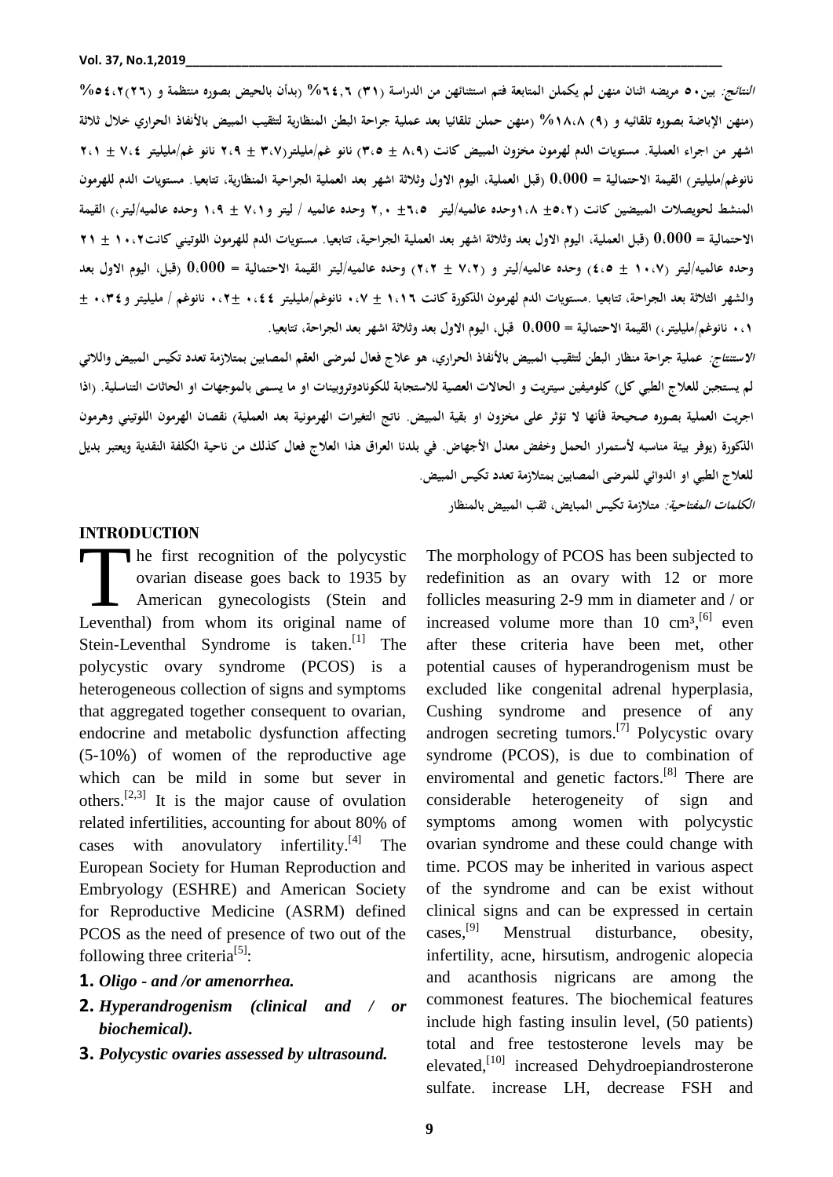*النتائج:* بين٥٠ مريضه اثنان منهن لم يكملن المتابعة فتم استثنائهن من الدراسة (٣١) ٦٤,٦% (بدأن بالحيض بصوره منتظمة و (٢٦)٥٤,٢% (منهن الإباضة بصوره تلقائيه و (٩) ١٨,٨% (منهن حملن تلقائيا بعد عملية جراحة البطن المنظارية لتثقيب المبيض بالأنفاذ الحراري خلال ثلاثة اشهر من اجراء العملية. مستويات الدم لهرمون مخزون المبيض كانت (٨،٩ ± ٣،٥) نانو غم/مليلتر(٣،٧ ± ٢،٩ نانو غم/مليليتر ٧،٤ ± ٢،١ نانوغم/مليليتر) القيمة الاحتمالية = 0،000 (قبل العملية، اليوم الاول وثلاثة اشهر بعد العملية الجراحية المنظارية، تتابعيا. مستويات الدم للهرمون المنشط لحويصلات المبيضين كانت (٥،٢± ١،٨وحده عالميه/ليتر ٦،٥± ٢،٠ وحده عالميه / ليتر و٧،١ ± ١،٩ وحده عالميه/ليتر،) القيمة الاحتمالية = 0،000 (قبل العملية، اليوم الاول بعد وثلاثة اشهر بعد العملية الجراحية، تتابعيا. مستويات الدم للهرمون اللوتيني كانت١٠،٢ ± ٢١ وحده عالميه/ليتر (١٠،٧ ± ٤،٥) وحده عالميه/ليتر و (٧،٢ ± ٢،٢) وحده عالميه/ليتر القيمة الاحتمالية = 0،000 (قبل، اليوم الاول بعد والشهر الثلاثة بعد الجراحة، تتابعيا .مستويات الدم لهرمون الذكورة كانت ١،١٦ ± ٠،٧ نانوغم/مليليتر ٠،٤٤ ±٠،٢ نانوغم / مليليتر و٠،٣٤ ± ٠،١ نانوغم/مليليتر،) القيمة الاحتمالية = 0،000 قبل، اليوم الاول بعد وثلاثة اشهر بعد الجراحة، تتابعيا.

*الاستنتاج:* عملية جراحة منظار البطن لتثقيب المبيض بالأنفاذ الحراري، هو علاج فعال لمرضى العقم المصابين بمتلازمة تعدد تكيس المبيض واللاتي لم يستجبن للعلاج الطبي كل) كلوميفين سيتريت و الحالات العصية للاستجابة للكونادوتروبينات او ما يسمى بالموجهات او الحاثات التناسلية. (اذا اجريت العملية بصوره صحيحة فأنها لا تؤثر على مخزون او بقية المبيض. ناتج التغيرات الهرمونية بعد العملية) نقصان الهرمون اللوتيني وهرمون الذكورة (يوفر بيئة مناسبه لأستمرار الحمل وخفض معدل الأجهاض. في بلدنا العراق هذا العلاج فعال كذلك من ناحية الكلفة النقدية ويعتبر بديل للعلاج الطبي او الدوائي للمرضى المصابين بمتلازمة تعدد تكيس المبيض.

*الكلمات المفتاحية:* متلازمة تكيس المبايض، ثقب المبيض بالمنظار

## INTRODUCTION

The first recognition of the polycystic ovarian disease goes back to 1935 by American gynecologists (Stein and Leventhal) from whom its original name of Stein-Leventhal Syndrome is taken.[1] The polycystic ovary syndrome (PCOS) is a heterogeneous collection of signs and symptoms that aggregated together consequent to ovarian, endocrine and metabolic dysfunction affecting (5-10%) of women of the reproductive age which can be mild in some but sever in others.[2,3] It is the major cause of ovulation related infertilities, accounting for about 80% of cases with anovulatory infertility.[4] The European Society for Human Reproduction and Embryology (ESHRE) and American Society for Reproductive Medicine (ASRM) defined PCOS as the need of presence of two out of the following three criteria[5]:

1. ***Oligo - and /or amenorrhea.***
2. ***Hyperandrogenism (clinical and / or biochemical).***
3. ***Polycystic ovaries assessed by ultrasound.***

The morphology of PCOS has been subjected to redefinition as an ovary with 12 or more follicles measuring 2-9 mm in diameter and / or increased volume more than 10 $cm^3$,[6] even after these criteria have been met, other potential causes of hyperandrogenism must be excluded like congenital adrenal hyperplasia, Cushing syndrome and presence of any androgen secreting tumors.[7] Polycystic ovary syndrome (PCOS), is due to combination of enviromental and genetic factors.[8] There are considerable heterogeneity of sign and symptoms among women with polycystic ovarian syndrome and these could change with time. PCOS may be inherited in various aspect of the syndrome and can be exist without clinical signs and can be expressed in certain cases,[9] Menstrual disturbance, obesity, infertility, acne, hirsutism, androgenic alopecia and acanthosis nigricans are among the commonest features. The biochemical features include high fasting insulin level, (50 patients) total and free testosterone levels may be elevated,[10] increased Dehydroepiandrosterone sulfate. increase LH, decrease FSH and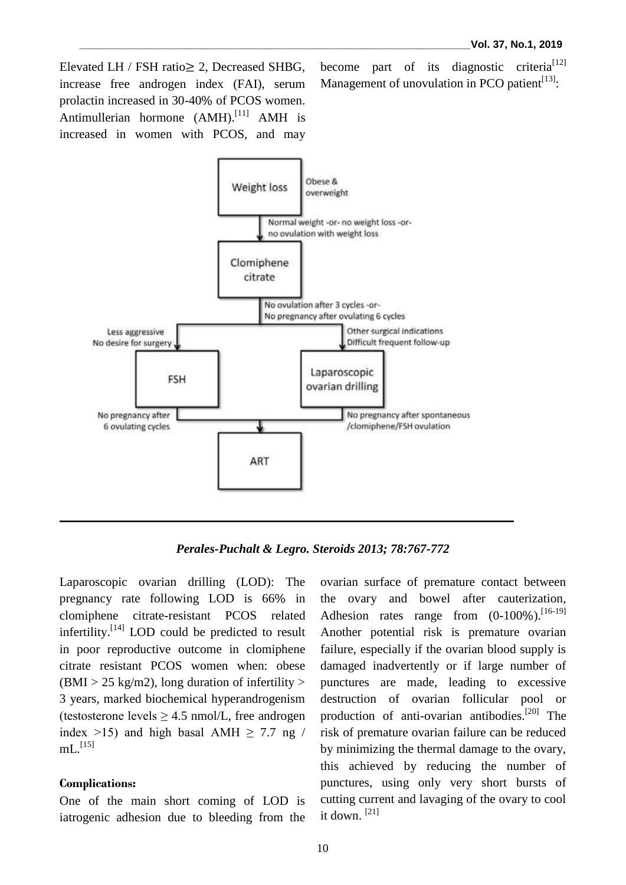Elevated LH / FSH ratio≥ 2, Decreased SHBG, increase free androgen index (FAI), serum prolactin increased in 30-40% of PCOS women. Antimullerian hormone (AMH).[11] AMH is increased in women with PCOS, and may become part of its diagnostic criteria[12] Management of unovulation in PCO patient[13]:

- **Weight loss** — Obese & overweight
  - ↓ Normal weight -or- no weight loss -or- no ovulation with weight loss
- **Clomiphene citrate**
  - ↓ No ovulation after 3 cycles -or- No pregnancy after ovulating 6 cycles
- Less aggressive / No desire for surgery → **FSH**
- Other surgical indications / Difficult frequent follow-up → **Laparoscopic ovarian drilling**
- FSH: No pregnancy after 6 ovulating cycles → **ART**
- Laparoscopic ovarian drilling: No pregnancy after spontaneous /clomiphene/FSH ovulation → **ART**

*Perales-Puchalt & Legro. Steroids 2013; 78:767-772*

Laparoscopic ovarian drilling (LOD): The pregnancy rate following LOD is 66% in clomiphene citrate-resistant PCOS related infertility.[14] LOD could be predicted to result in poor reproductive outcome in clomiphene citrate resistant PCOS women when: obese (BMI > 25 kg/m2), long duration of infertility > 3 years, marked biochemical hyperandrogenism (testosterone levels ≥ 4.5 nmol/L, free androgen index >15) and high basal AMH ≥ 7.7 ng / mL.[15]

**Complications:**

One of the main short coming of LOD is iatrogenic adhesion due to bleeding from the ovarian surface of premature contact between the ovary and bowel after cauterization, Adhesion rates range from (0-100%).[16-19] Another potential risk is premature ovarian failure, especially if the ovarian blood supply is damaged inadvertently or if large number of punctures are made, leading to excessive destruction of ovarian follicular pool or production of anti-ovarian antibodies.[20] The risk of premature ovarian failure can be reduced by minimizing the thermal damage to the ovary, this achieved by reducing the number of punctures, using only very short bursts of cutting current and lavaging of the ovary to cool it down. [21]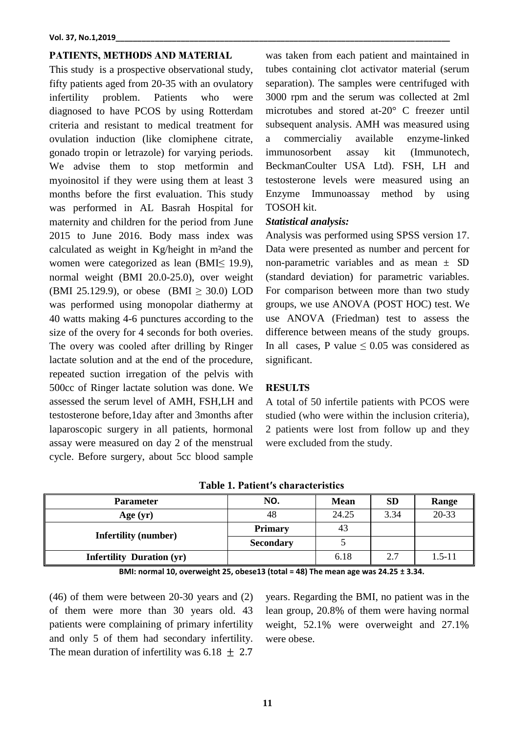## PATIENTS, METHODS AND MATERIAL

This study is a prospective observational study, fifty patients aged from 20-35 with an ovulatory infertility problem. Patients who were diagnosed to have PCOS by using Rotterdam criteria and resistant to medical treatment for ovulation induction (like clomiphene citrate, gonado tropin or letrazole) for varying periods. We advise them to stop metformin and myoinositol if they were using them at least 3 months before the first evaluation. This study was performed in AL Basrah Hospital for maternity and children for the period from June 2015 to June 2016. Body mass index was calculated as weight in Kg/height in m²and the women were categorized as lean (BMI≤ 19.9), normal weight (BMI 20.0-25.0), over weight (BMI 25.129.9), or obese (BMI ≥ 30.0) LOD was performed using monopolar diathermy at 40 watts making 4-6 punctures according to the size of the overy for 4 seconds for both overies. The overy was cooled after drilling by Ringer lactate solution and at the end of the procedure, repeated suction irregation of the pelvis with 500cc of Ringer lactate solution was done. We assessed the serum level of AMH, FSH,LH and testosterone before,1day after and 3months after laparoscopic surgery in all patients, hormonal assay were measured on day 2 of the menstrual cycle. Before surgery, about 5cc blood sample was taken from each patient and maintained in tubes containing clot activator material (serum separation). The samples were centrifuged with 3000 rpm and the serum was collected at 2ml microtubes and stored at-20° C freezer until subsequent analysis. AMH was measured using a commercialiy available enzyme-linked immunosorbent assay kit (Immunotech, BeckmanCoulter USA Ltd). FSH, LH and testosterone levels were measured using an Enzyme Immunoassay method by using TOSOH kit.

### *Statistical analysis:*

Analysis was performed using SPSS version 17. Data were presented as number and percent for non-parametric variables and as mean ± SD (standard deviation) for parametric variables. For comparison between more than two study groups, we use ANOVA (POST HOC) test. We use ANOVA (Friedman) test to assess the difference between means of the study groups. In all cases, P value ≤ 0.05 was considered as significant.

## RESULTS

A total of 50 infertile patients with PCOS were studied (who were within the inclusion criteria), 2 patients were lost from follow up and they were excluded from the study.

**Table 1. Patient's characteristics**

| Parameter | NO. | Mean | SD | Range |
|---|---|---|---|---|
| Age (yr) | 48 | 24.25 | 3.34 | 20-33 |
| Infertility (number) | Primary | 43 | | |
| | Secondary | 5 | | |
| Infertility Duration (yr) | | 6.18 | 2.7 | 1.5-11 |

**BMI: normal 10, overweight 25, obese13 (total = 48) The mean age was 24.25 ± 3.34.**

(46) of them were between 20-30 years and (2) of them were more than 30 years old. 43 patients were complaining of primary infertility and only 5 of them had secondary infertility. The mean duration of infertility was 6.18 ± 2.7 years. Regarding the BMI, no patient was in the lean group, 20.8% of them were having normal weight, 52.1% were overweight and 27.1% were obese.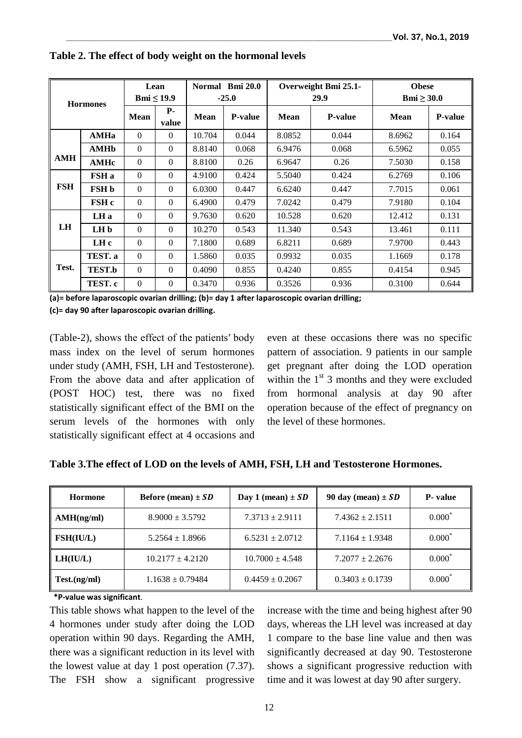**Table 2. The effect of body weight on the hormonal levels**

| Hormones | | Lean Bmi ≤ 19.9 | | Normal Bmi 20.0 -25.0 | | Overweight Bmi 25.1-29.9 | | Obese Bmi ≥ 30.0 | |
|---|---|---|---|---|---|---|---|---|---|
| | | Mean | P-value | Mean | P-value | Mean | P-value | Mean | P-value |
| AMH | AMHa | 0 | 0 | 10.704 | 0.044 | 8.0852 | 0.044 | 8.6962 | 0.164 |
| | AMHb | 0 | 0 | 8.8140 | 0.068 | 6.9476 | 0.068 | 6.5962 | 0.055 |
| | AMHc | 0 | 0 | 8.8100 | 0.26 | 6.9647 | 0.26 | 7.5030 | 0.158 |
| FSH | FSH a | 0 | 0 | 4.9100 | 0.424 | 5.5040 | 0.424 | 6.2769 | 0.106 |
| | FSH b | 0 | 0 | 6.0300 | 0.447 | 6.6240 | 0.447 | 7.7015 | 0.061 |
| | FSH c | 0 | 0 | 6.4900 | 0.479 | 7.0242 | 0.479 | 7.9180 | 0.104 |
| LH | LH a | 0 | 0 | 9.7630 | 0.620 | 10.528 | 0.620 | 12.412 | 0.131 |
| | LH b | 0 | 0 | 10.270 | 0.543 | 11.340 | 0.543 | 13.461 | 0.111 |
| | LH c | 0 | 0 | 7.1800 | 0.689 | 6.8211 | 0.689 | 7.9700 | 0.443 |
| Test. | TEST. a | 0 | 0 | 1.5860 | 0.035 | 0.9932 | 0.035 | 1.1669 | 0.178 |
| | TEST.b | 0 | 0 | 0.4090 | 0.855 | 0.4240 | 0.855 | 0.4154 | 0.945 |
| | TEST. c | 0 | 0 | 0.3470 | 0.936 | 0.3526 | 0.936 | 0.3100 | 0.644 |

**(a)= before laparoscopic ovarian drilling; (b)= day 1 after laparoscopic ovarian drilling; (c)= day 90 after laparoscopic ovarian drilling.**

(Table-2), shows the effect of the patients′ body mass index on the level of serum hormones under study (AMH, FSH, LH and Testosterone). From the above data and after application of (POST HOC) test, there was no fixed statistically significant effect of the BMI on the serum levels of the hormones with only statistically significant effect at 4 occasions and even at these occasions there was no specific pattern of association. 9 patients in our sample get pregnant after doing the LOD operation within the 1st 3 months and they were excluded from hormonal analysis at day 90 after operation because of the effect of pregnancy on the level of these hormones.

**Table 3.The effect of LOD on the levels of AMH, FSH, LH and Testosterone Hormones.**

| Hormone | Before (mean) ± $SD$ | Day 1 (mean) ± $SD$ | 90 day (mean) ± $SD$ | P- value |
|---|---|---|---|---|
| AMH(ng/ml) | 8.9000 ± 3.5792 | 7.3713 ± 2.9111 | 7.4362 ± 2.1511 | 0.000* |
| FSH(IU/L) | 5.2564 ± 1.8966 | 6.5231 ± 2.0712 | 7.1164 ± 1.9348 | 0.000* |
| LH(IU/L) | 10.2177 ± 4.2120 | 10.7000 ± 4.548 | 7.2077 ± 2.2676 | 0.000* |
| Test.(ng/ml) | 1.1638 ± 0.79484 | 0.4459 ± 0.2067 | 0.3403 ± 0.1739 | 0.000* |

**\*P-value was significant**.

This table shows what happen to the level of the 4 hormones under study after doing the LOD operation within 90 days. Regarding the AMH, there was a significant reduction in its level with the lowest value at day 1 post operation (7.37). The FSH show a significant progressive increase with the time and being highest after 90 days, whereas the LH level was increased at day 1 compare to the base line value and then was significantly decreased at day 90. Testosterone shows a significant progressive reduction with time and it was lowest at day 90 after surgery.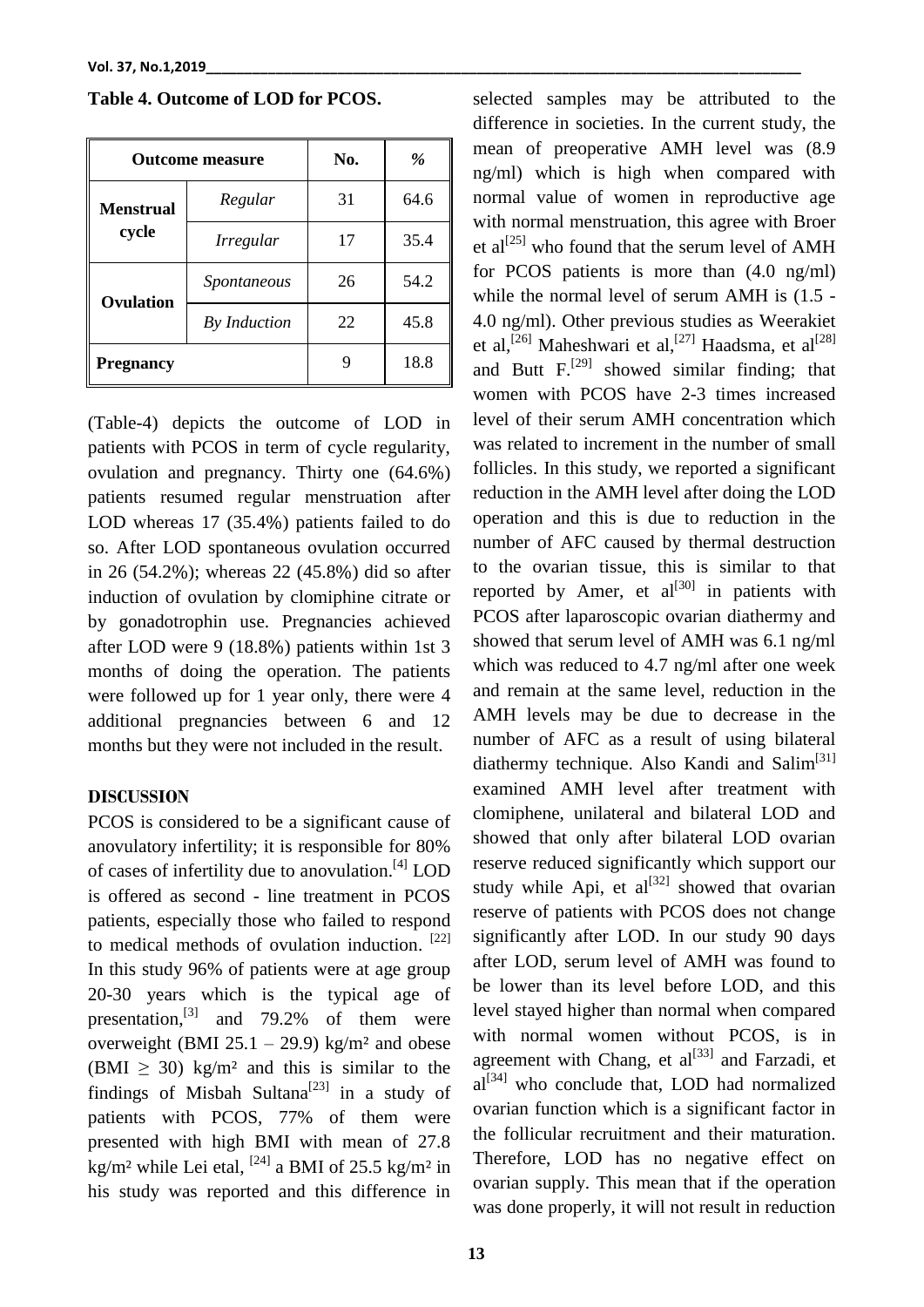**Table 4. Outcome of LOD for PCOS.**

| Outcome measure | | No. | % |
|---|---|---|---|
| Menstrual cycle | *Regular* | 31 | 64.6 |
| | *Irregular* | 17 | 35.4 |
| Ovulation | *Spontaneous* | 26 | 54.2 |
| | *By Induction* | 22 | 45.8 |
| Pregnancy | | 9 | 18.8 |

(Table-4) depicts the outcome of LOD in patients with PCOS in term of cycle regularity, ovulation and pregnancy. Thirty one (64.6%) patients resumed regular menstruation after LOD whereas 17 (35.4%) patients failed to do so. After LOD spontaneous ovulation occurred in 26 (54.2%); whereas 22 (45.8%) did so after induction of ovulation by clomiphine citrate or by gonadotrophin use. Pregnancies achieved after LOD were 9 (18.8%) patients within 1st 3 months of doing the operation. The patients were followed up for 1 year only, there were 4 additional pregnancies between 6 and 12 months but they were not included in the result.

## DISCUSSION

PCOS is considered to be a significant cause of anovulatory infertility; it is responsible for 80% of cases of infertility due to anovulation.[4] LOD is offered as second - line treatment in PCOS patients, especially those who failed to respond to medical methods of ovulation induction. [22] In this study 96% of patients were at age group 20-30 years which is the typical age of presentation,[3] and 79.2% of them were overweight (BMI 25.1 – 29.9) kg/m² and obese (BMI $\geq$ 30) kg/m² and this is similar to the findings of Misbah Sultana[23] in a study of patients with PCOS, 77% of them were presented with high BMI with mean of 27.8 kg/m² while Lei etal, [24] a BMI of 25.5 kg/m² in his study was reported and this difference in selected samples may be attributed to the difference in societies. In the current study, the mean of preoperative AMH level was (8.9 ng/ml) which is high when compared with normal value of women in reproductive age with normal menstruation, this agree with Broer et al[25] who found that the serum level of AMH for PCOS patients is more than (4.0 ng/ml) while the normal level of serum AMH is (1.5 - 4.0 ng/ml). Other previous studies as Weerakiet et al,[26] Maheshwari et al,[27] Haadsma, et al[28] and Butt F.[29] showed similar finding; that women with PCOS have 2-3 times increased level of their serum AMH concentration which was related to increment in the number of small follicles. In this study, we reported a significant reduction in the AMH level after doing the LOD operation and this is due to reduction in the number of AFC caused by thermal destruction to the ovarian tissue, this is similar to that reported by Amer, et al[30] in patients with PCOS after laparoscopic ovarian diathermy and showed that serum level of AMH was 6.1 ng/ml which was reduced to 4.7 ng/ml after one week and remain at the same level, reduction in the AMH levels may be due to decrease in the number of AFC as a result of using bilateral diathermy technique. Also Kandi and Salim[31] examined AMH level after treatment with clomiphene, unilateral and bilateral LOD and showed that only after bilateral LOD ovarian reserve reduced significantly which support our study while Api, et al[32] showed that ovarian reserve of patients with PCOS does not change significantly after LOD. In our study 90 days after LOD, serum level of AMH was found to be lower than its level before LOD, and this level stayed higher than normal when compared with normal women without PCOS, is in agreement with Chang, et al[33] and Farzadi, et al[34] who conclude that, LOD had normalized ovarian function which is a significant factor in the follicular recruitment and their maturation. Therefore, LOD has no negative effect on ovarian supply. This mean that if the operation was done properly, it will not result in reduction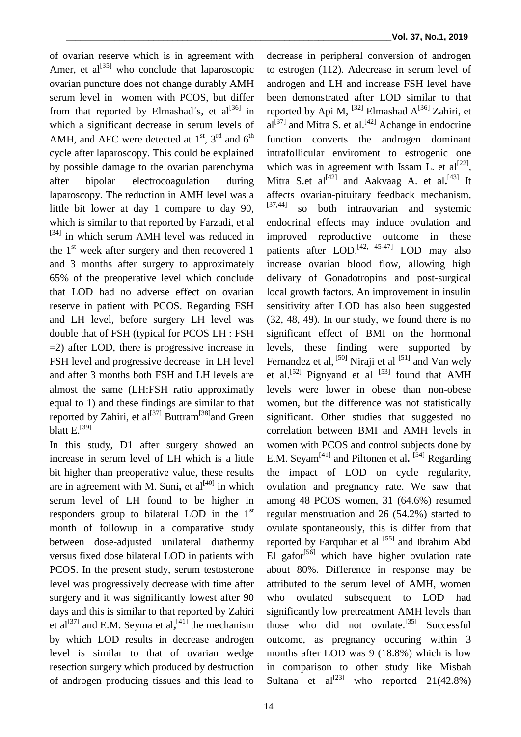of ovarian reserve which is in agreement with Amer, et al[35] who conclude that laparoscopic ovarian puncture does not change durably AMH serum level in women with PCOS, but differ from that reported by Elmashad´s, et al[36] in which a significant decrease in serum levels of AMH, and AFC were detected at 1st, 3rd and 6th cycle after laparoscopy. This could be explained by possible damage to the ovarian parenchyma after bipolar electrocoagulation during laparoscopy. The reduction in AMH level was a little bit lower at day 1 compare to day 90, which is similar to that reported by Farzadi, et al [34] in which serum AMH level was reduced in the 1st week after surgery and then recovered 1 and 3 months after surgery to approximately 65% of the preoperative level which conclude that LOD had no adverse effect on ovarian reserve in patient with PCOS. Regarding FSH and LH level, before surgery LH level was double that of FSH (typical for PCOS LH : FSH =2) after LOD, there is progressive increase in FSH level and progressive decrease in LH level and after 3 months both FSH and LH levels are almost the same (LH:FSH ratio approximatly equal to 1) and these findings are similar to that reported by Zahiri, et al[37] Buttram[38]and Green blatt E.[39]

In this study, D1 after surgery showed an increase in serum level of LH which is a little bit higher than preoperative value, these results are in agreement with M. Suni**,** et al[40] in which serum level of LH found to be higher in responders group to bilateral LOD in the 1st month of followup in a comparative study between dose-adjusted unilateral diathermy versus fixed dose bilateral LOD in patients with PCOS. In the present study, serum testosterone level was progressively decrease with time after surgery and it was significantly lowest after 90 days and this is similar to that reported by Zahiri et al[37] and E.M. Seyma et al**,**[41] the mechanism by which LOD results in decrease androgen level is similar to that of ovarian wedge resection surgery which produced by destruction of androgen producing tissues and this lead to decrease in peripheral conversion of androgen to estrogen (112). Adecrease in serum level of androgen and LH and increase FSH level have been demonstrated after LOD similar to that reported by Api M, [32] Elmashad A[36] Zahiri, et al[37] and Mitra S. et al.[42] Achange in endocrine function converts the androgen dominant intrafollicular enviroment to estrogenic one which was in agreement with Issam L. et al[22], Mitra S.et al[42] and Aakvaag A. et al**.**[43] It affects ovarian-pituitary feedback mechanism, [37,44] so both intraovarian and systemic endocrinal effects may induce ovulation and improved reproductive outcome in these patients after LOD.[42, 45-47] LOD may also increase ovarian blood flow, allowing high delivary of Gonadotropins and post-surgical local growth factors. An improvement in insulin sensitivity after LOD has also been suggested (32, 48, 49). In our study, we found there is no significant effect of BMI on the hormonal levels, these finding were supported by Fernandez et al, [50] Niraji et al [51] and Van wely et al.[52] Pignyand et al [53] found that AMH levels were lower in obese than non-obese women, but the difference was not statistically significant. Other studies that suggested no correlation between BMI and AMH levels in women with PCOS and control subjects done by E.M. Seyam[41] and Piltonen et al**.** [54] Regarding the impact of LOD on cycle regularity, ovulation and pregnancy rate. We saw that among 48 PCOS women, 31 (64.6%) resumed regular menstruation and 26 (54.2%) started to ovulate spontaneously, this is differ from that reported by Farquhar et al [55] and Ibrahim Abd El gafor[56] which have higher ovulation rate about 80%. Difference in response may be attributed to the serum level of AMH, women who ovulated subsequent to LOD had significantly low pretreatment AMH levels than those who did not ovulate.[35] Successful outcome, as pregnancy occuring within 3 months after LOD was 9 (18.8%) which is low in comparison to other study like Misbah Sultana et al[23] who reported 21(42.8%)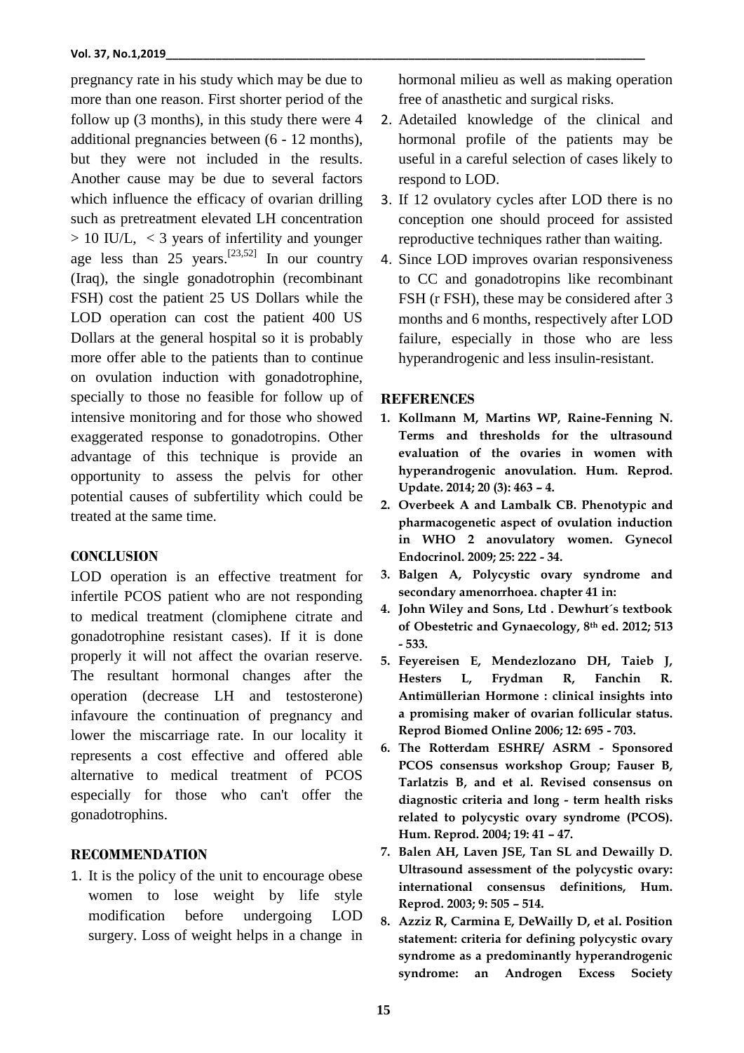pregnancy rate in his study which may be due to more than one reason. First shorter period of the follow up (3 months), in this study there were 4 additional pregnancies between (6 - 12 months), but they were not included in the results. Another cause may be due to several factors which influence the efficacy of ovarian drilling such as pretreatment elevated LH concentration > 10 IU/L, < 3 years of infertility and younger age less than 25 years.[23,52] In our country (Iraq), the single gonadotrophin (recombinant FSH) cost the patient 25 US Dollars while the LOD operation can cost the patient 400 US Dollars at the general hospital so it is probably more offer able to the patients than to continue on ovulation induction with gonadotrophine, specially to those no feasible for follow up of intensive monitoring and for those who showed exaggerated response to gonadotropins. Other advantage of this technique is provide an opportunity to assess the pelvis for other potential causes of subfertility which could be treated at the same time.

## CONCLUSION

LOD operation is an effective treatment for infertile PCOS patient who are not responding to medical treatment (clomiphene citrate and gonadotrophine resistant cases). If it is done properly it will not affect the ovarian reserve. The resultant hormonal changes after the operation (decrease LH and testosterone) infavoure the continuation of pregnancy and lower the miscarriage rate. In our locality it represents a cost effective and offered able alternative to medical treatment of PCOS especially for those who can't offer the gonadotrophins.

## RECOMMENDATION

1. It is the policy of the unit to encourage obese women to lose weight by life style modification before undergoing LOD surgery. Loss of weight helps in a change in hormonal milieu as well as making operation free of anasthetic and surgical risks.
2. Adetailed knowledge of the clinical and hormonal profile of the patients may be useful in a careful selection of cases likely to respond to LOD.
3. If 12 ovulatory cycles after LOD there is no conception one should proceed for assisted reproductive techniques rather than waiting.
4. Since LOD improves ovarian responsiveness to CC and gonadotropins like recombinant FSH (r FSH), these may be considered after 3 months and 6 months, respectively after LOD failure, especially in those who are less hyperandrogenic and less insulin-resistant.

## REFERENCES

1. **Kollmann M, Martins WP, Raine-Fenning N. Terms and thresholds for the ultrasound evaluation of the ovaries in women with hyperandrogenic anovulation. Hum. Reprod. Update. 2014; 20 (3): 463 – 4.**
2. **Overbeek A and Lambalk CB. Phenotypic and pharmacogenetic aspect of ovulation induction in WHO 2 anovulatory women. Gynecol Endocrinol. 2009; 25: 222 - 34.**
3. **Balgen A, Polycystic ovary syndrome and secondary amenorrhoea. chapter 41 in:**
4. **John Wiley and Sons, Ltd . Dewhurt´s textbook of Obestetric and Gynaecology, 8th ed. 2012; 513 - 533.**
5. **Feyereisen E, Mendezlozano DH, Taieb J, Hesters L, Frydman R, Fanchin R. Antimüllerian Hormone : clinical insights into a promising maker of ovarian follicular status. Reprod Biomed Online 2006; 12: 695 - 703.**
6. **The Rotterdam ESHRE/ ASRM - Sponsored PCOS consensus workshop Group; Fauser B, Tarlatzis B, and et al. Revised consensus on diagnostic criteria and long - term health risks related to polycystic ovary syndrome (PCOS). Hum. Reprod. 2004; 19: 41 – 47.**
7. **Balen AH, Laven JSE, Tan SL and Dewailly D. Ultrasound assessment of the polycystic ovary: international consensus definitions, Hum. Reprod. 2003; 9: 505 – 514.**
8. **Azziz R, Carmina E, DeWailly D, et al. Position statement: criteria for defining polycystic ovary syndrome as a predominantly hyperandrogenic syndrome: an Androgen Excess Society**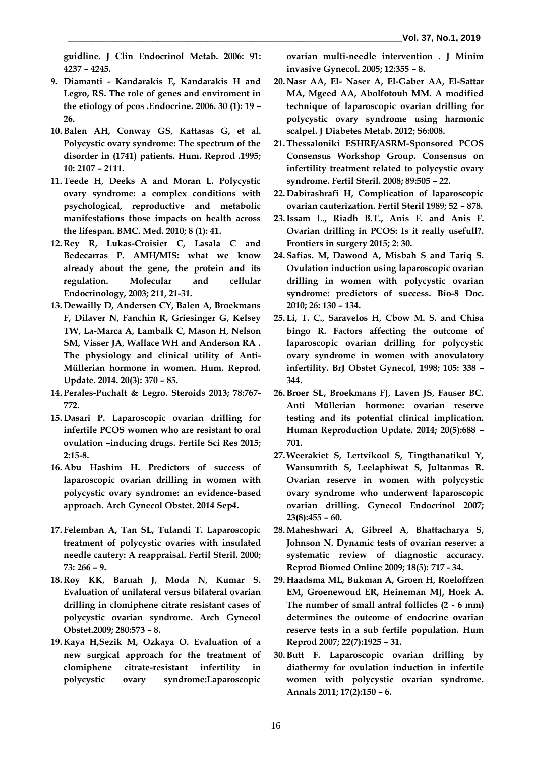guidline. J Clin Endocrinol Metab. 2006: 91: 4237 – 4245.

9. Diamanti - Kandarakis E, Kandarakis H and Legro, RS. The role of genes and enviroment in the etiology of pcos .Endocrine. 2006. 30 (1): 19 – 26.
10. Balen AH, Conway GS, Kattasas G, et al. Polycystic ovary syndrome: The spectrum of the disorder in (1741) patients. Hum. Reprod .1995; 10: 2107 – 2111.
11. Teede H, Deeks A and Moran L. Polycystic ovary syndrome: a complex conditions with psychological, reproductive and metabolic manifestations those impacts on health across the lifespan. BMC. Med. 2010; 8 (1): 41.
12. Rey R, Lukas-Croisier C, Lasala C and Bedecarras P. AMH/MIS: what we know already about the gene, the protein and its regulation. Molecular and cellular Endocrinology, 2003; 211, 21-31.
13. Dewailly D, Andersen CY, Balen A, Broekmans F, Dilaver N, Fanchin R, Griesinger G, Kelsey TW, La-Marca A, Lambalk C, Mason H, Nelson SM, Visser JA, Wallace WH and Anderson RA . The physiology and clinical utility of Anti-Müllerian hormone in women. Hum. Reprod. Update. 2014. 20(3): 370 – 85.
14. Perales-Puchalt & Legro. Steroids 2013; 78:767-772.
15. Dasari P. Laparoscopic ovarian drilling for infertile PCOS women who are resistant to oral ovulation –inducing drugs. Fertile Sci Res 2015; 2:15-8.
16. Abu Hashim H. Predictors of success of laparoscopic ovarian drilling in women with polycystic ovary syndrome: an evidence-based approach. Arch Gynecol Obstet. 2014 Sep4.
17. Felemban A, Tan SL, Tulandi T. Laparoscopic treatment of polycystic ovaries with insulated needle cautery: A reappraisal. Fertil Steril. 2000; 73: 266 – 9.
18. Roy KK, Baruah J, Moda N, Kumar S. Evaluation of unilateral versus bilateral ovarian drilling in clomiphene citrate resistant cases of polycystic ovarian syndrome. Arch Gynecol Obstet.2009; 280:573 – 8.
19. Kaya H,Sezik M, Ozkaya O. Evaluation of a new surgical approach for the treatment of clomiphene citrate-resistant infertility in polycystic ovary syndrome:Laparoscopic ovarian multi-needle intervention . J Minim invasive Gynecol. 2005; 12:355 – 8.
20. Nasr AA, El- Naser A, El-Gaber AA, El-Sattar MA, Mgeed AA, Abolfotouh MM. A modified technique of laparoscopic ovarian drilling for polycystic ovary syndrome using harmonic scalpel. J Diabetes Metab. 2012; S6:008.
21. Thessaloniki ESHRE/ASRM-Sponsored PCOS Consensus Workshop Group. Consensus on infertility treatment related to polycystic ovary syndrome. Fertil Steril. 2008; 89:505 – 22.
22. Dabirashrafi H, Complication of laparoscopic ovarian cauterization. Fertil Steril 1989; 52 – 878.
23. Issam L., Riadh B.T., Anis F. and Anis F. Ovarian drilling in PCOS: Is it really usefull?. Frontiers in surgery 2015; 2: 30.
24. Safias. M, Dawood A, Misbah S and Tariq S. Ovulation induction using laparoscopic ovarian drilling in women with polycystic ovarian syndrome: predictors of success. Bio-8 Doc. 2010; 26: 130 – 134.
25. Li, T. C., Saravelos H, Cbow M. S. and Chisa bingo R. Factors affecting the outcome of laparoscopic ovarian drilling for polycystic ovary syndrome in women with anovulatory infertility. BrJ Obstet Gynecol, 1998; 105: 338 – 344.
26. Broer SL, Broekmans FJ, Laven JS, Fauser BC. Anti Müllerian hormone: ovarian reserve testing and its potential clinical implication. Human Reproduction Update. 2014; 20(5):688 – 701.
27. Weerakiet S, Lertvikool S, Tingthanatikul Y, Wansumrith S, Leelaphiwat S, Jultanmas R. Ovarian reserve in women with polycystic ovary syndrome who underwent laparoscopic ovarian drilling. Gynecol Endocrinol 2007; 23(8):455 – 60.
28. Maheshwari A, Gibreel A, Bhattacharya S, Johnson N. Dynamic tests of ovarian reserve: a systematic review of diagnostic accuracy. Reprod Biomed Online 2009; 18(5): 717 - 34.
29. Haadsma ML, Bukman A, Groen H, Roeloffzen EM, Groenewoud ER, Heineman MJ, Hoek A. The number of small antral follicles (2 - 6 mm) determines the outcome of endocrine ovarian reserve tests in a sub fertile population. Hum Reprod 2007; 22(7):1925 – 31.
30. Butt F. Laparoscopic ovarian drilling by diathermy for ovulation induction in infertile women with polycystic ovarian syndrome. Annals 2011; 17(2):150 – 6.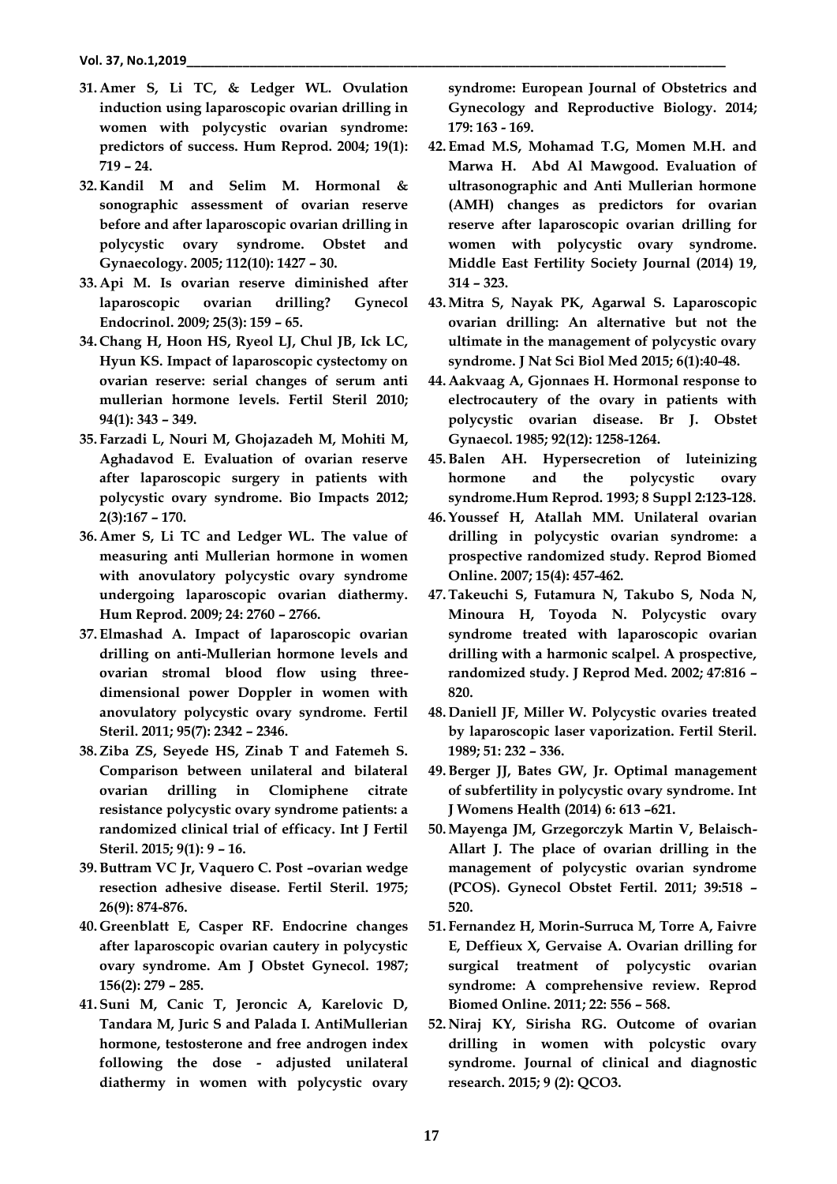31. Amer S, Li TC, & Ledger WL. Ovulation induction using laparoscopic ovarian drilling in women with polycystic ovarian syndrome: predictors of success. Hum Reprod. 2004; 19(1): 719 – 24.
32. Kandil M and Selim M. Hormonal & sonographic assessment of ovarian reserve before and after laparoscopic ovarian drilling in polycystic ovary syndrome. Obstet and Gynaecology. 2005; 112(10): 1427 – 30.
33. Api M. Is ovarian reserve diminished after laparoscopic ovarian drilling? Gynecol Endocrinol. 2009; 25(3): 159 – 65.
34. Chang H, Hoon HS, Ryeol LJ, Chul JB, Ick LC, Hyun KS. Impact of laparoscopic cystectomy on ovarian reserve: serial changes of serum anti mullerian hormone levels. Fertil Steril 2010; 94(1): 343 – 349.
35. Farzadi L, Nouri M, Ghojazadeh M, Mohiti M, Aghadavod E. Evaluation of ovarian reserve after laparoscopic surgery in patients with polycystic ovary syndrome. Bio Impacts 2012; 2(3):167 – 170.
36. Amer S, Li TC and Ledger WL. The value of measuring anti Mullerian hormone in women with anovulatory polycystic ovary syndrome undergoing laparoscopic ovarian diathermy. Hum Reprod. 2009; 24: 2760 – 2766.
37. Elmashad A. Impact of laparoscopic ovarian drilling on anti-Mullerian hormone levels and ovarian stromal blood flow using three-dimensional power Doppler in women with anovulatory polycystic ovary syndrome. Fertil Steril. 2011; 95(7): 2342 – 2346.
38. Ziba ZS, Seyede HS, Zinab T and Fatemeh S. Comparison between unilateral and bilateral ovarian drilling in Clomiphene citrate resistance polycystic ovary syndrome patients: a randomized clinical trial of efficacy. Int J Fertil Steril. 2015; 9(1): 9 – 16.
39. Buttram VC Jr, Vaquero C. Post –ovarian wedge resection adhesive disease. Fertil Steril. 1975; 26(9): 874-876.
40. Greenblatt E, Casper RF. Endocrine changes after laparoscopic ovarian cautery in polycystic ovary syndrome. Am J Obstet Gynecol. 1987; 156(2): 279 – 285.
41. Suni M, Canic T, Jeroncic A, Karelovic D, Tandara M, Juric S and Palada I. AntiMullerian hormone, testosterone and free androgen index following the dose - adjusted unilateral diathermy in women with polycystic ovary syndrome: European Journal of Obstetrics and Gynecology and Reproductive Biology. 2014; 179: 163 - 169.
42. Emad M.S, Mohamad T.G, Momen M.H. and Marwa H. Abd Al Mawgood. Evaluation of ultrasonographic and Anti Mullerian hormone (AMH) changes as predictors for ovarian reserve after laparoscopic ovarian drilling for women with polycystic ovary syndrome. Middle East Fertility Society Journal (2014) 19, 314 – 323.
43. Mitra S, Nayak PK, Agarwal S. Laparoscopic ovarian drilling: An alternative but not the ultimate in the management of polycystic ovary syndrome. J Nat Sci Biol Med 2015; 6(1):40-48.
44. Aakvaag A, Gjonnaes H. Hormonal response to electrocautery of the ovary in patients with polycystic ovarian disease. Br J. Obstet Gynaecol. 1985; 92(12): 1258-1264.
45. Balen AH. Hypersecretion of luteinizing hormone and the polycystic ovary syndrome.Hum Reprod. 1993; 8 Suppl 2:123-128.
46. Youssef H, Atallah MM. Unilateral ovarian drilling in polycystic ovarian syndrome: a prospective randomized study. Reprod Biomed Online. 2007; 15(4): 457-462.
47. Takeuchi S, Futamura N, Takubo S, Noda N, Minoura H, Toyoda N. Polycystic ovary syndrome treated with laparoscopic ovarian drilling with a harmonic scalpel. A prospective, randomized study. J Reprod Med. 2002; 47:816 – 820.
48. Daniell JF, Miller W. Polycystic ovaries treated by laparoscopic laser vaporization. Fertil Steril. 1989; 51: 232 – 336.
49. Berger JJ, Bates GW, Jr. Optimal management of subfertility in polycystic ovary syndrome. Int J Womens Health (2014) 6: 613 –621.
50. Mayenga JM, Grzegorczyk Martin V, Belaisch-Allart J. The place of ovarian drilling in the management of polycystic ovarian syndrome (PCOS). Gynecol Obstet Fertil. 2011; 39:518 – 520.
51. Fernandez H, Morin-Surruca M, Torre A, Faivre E, Deffieux X, Gervaise A. Ovarian drilling for surgical treatment of polycystic ovarian syndrome: A comprehensive review. Reprod Biomed Online. 2011; 22: 556 – 568.
52. Niraj KY, Sirisha RG. Outcome of ovarian drilling in women with polcystic ovary syndrome. Journal of clinical and diagnostic research. 2015; 9 (2): QCO3.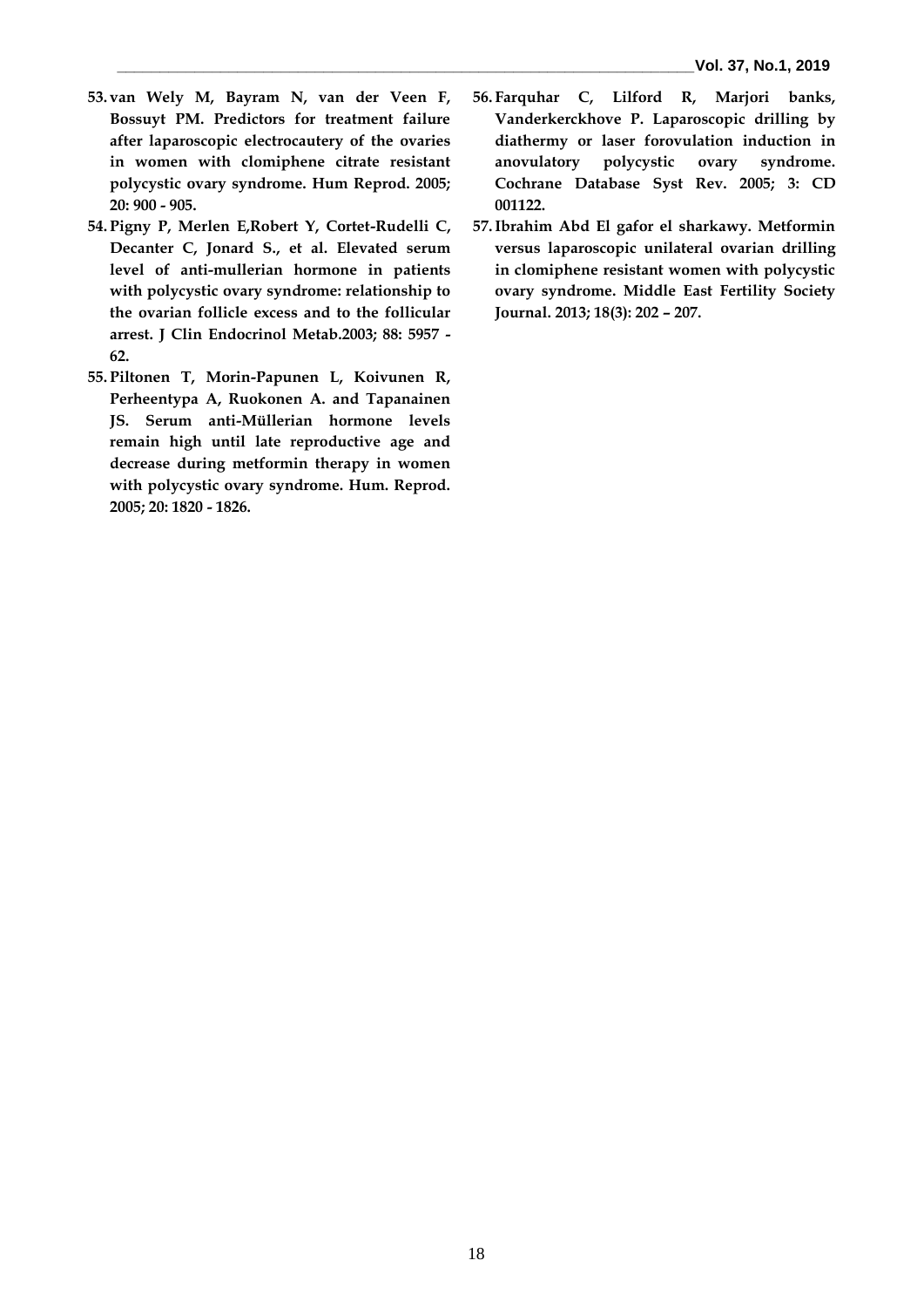53. **van Wely M, Bayram N, van der Veen F, Bossuyt PM. Predictors for treatment failure after laparoscopic electrocautery of the ovaries in women with clomiphene citrate resistant polycystic ovary syndrome. Hum Reprod. 2005; 20: 900 - 905.**
54. **Pigny P, Merlen E,Robert Y, Cortet-Rudelli C, Decanter C, Jonard S., et al. Elevated serum level of anti-mullerian hormone in patients with polycystic ovary syndrome: relationship to the ovarian follicle excess and to the follicular arrest. J Clin Endocrinol Metab.2003; 88: 5957 - 62.**
55. **Piltonen T, Morin-Papunen L, Koivunen R, Perheentypa A, Ruokonen A. and Tapanainen JS. Serum anti-Müllerian hormone levels remain high until late reproductive age and decrease during metformin therapy in women with polycystic ovary syndrome. Hum. Reprod. 2005; 20: 1820 - 1826.**
56. **Farquhar C, Lilford R, Marjori banks, Vanderkerckhove P. Laparoscopic drilling by diathermy or laser forovulation induction in anovulatory polycystic ovary syndrome. Cochrane Database Syst Rev. 2005; 3: CD 001122.**
57. **Ibrahim Abd El gafor el sharkawy. Metformin versus laparoscopic unilateral ovarian drilling in clomiphene resistant women with polycystic ovary syndrome. Middle East Fertility Society Journal. 2013; 18(3): 202 – 207.**